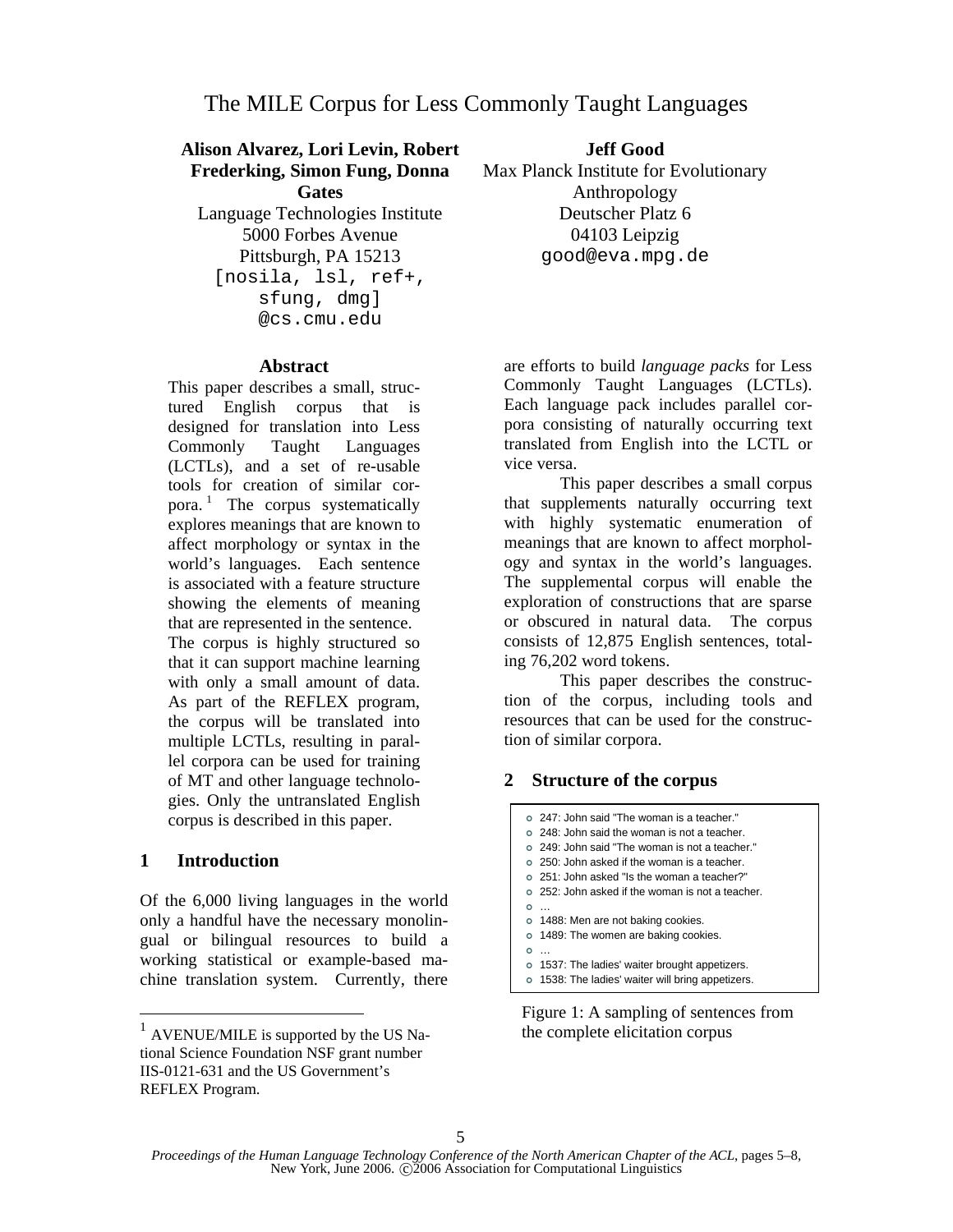# The MILE Corpus for Less Commonly Taught Languages

**Alison Alvarez, Lori Levin, Robert Frederking, Simon Fung, Donna Gates**
Language Technologies Institute
5000 Forbes Avenue
Pittsburgh, PA 15213
[nosila, lsl, ref+, sfung, dmg]@cs.cmu.edu

**Jeff Good**
Max Planck Institute for Evolutionary Anthropology
Deutscher Platz 6
04103 Leipzig
good@eva.mpg.de

## Abstract

This paper describes a small, structured English corpus that is designed for translation into Less Commonly Taught Languages (LCTLs), and a set of re-usable tools for creation of similar corpora.[1] The corpus systematically explores meanings that are known to affect morphology or syntax in the world's languages. Each sentence is associated with a feature structure showing the elements of meaning that are represented in the sentence. The corpus is highly structured so that it can support machine learning with only a small amount of data. As part of the REFLEX program, the corpus will be translated into multiple LCTLs, resulting in parallel corpora can be used for training of MT and other language technologies. Only the untranslated English corpus is described in this paper.

## 1 Introduction

Of the 6,000 living languages in the world only a handful have the necessary monolingual or bilingual resources to build a working statistical or example-based machine translation system. Currently, there are efforts to build *language packs* for Less Commonly Taught Languages (LCTLs). Each language pack includes parallel corpora consisting of naturally occurring text translated from English into the LCTL or vice versa.

This paper describes a small corpus that supplements naturally occurring text with highly systematic enumeration of meanings that are known to affect morphology and syntax in the world's languages. The supplemental corpus will enable the exploration of constructions that are sparse or obscured in natural data. The corpus consists of 12,875 English sentences, totaling 76,202 word tokens.

This paper describes the construction of the corpus, including tools and resources that can be used for the construction of similar corpora.

## 2 Structure of the corpus

- 247: John said "The woman is a teacher."
- 248: John said the woman is not a teacher.
- 249: John said "The woman is not a teacher."
- 250: John asked if the woman is a teacher.
- 251: John asked "Is the woman a teacher?"
- 252: John asked if the woman is not a teacher.
- …
- 1488: Men are not baking cookies.
- 1489: The women are baking cookies.
- …
- 1537: The ladies' waiter brought appetizers.
- 1538: The ladies' waiter will bring appetizers.

Figure 1: A sampling of sentences from the complete elicitation corpus

[1] AVENUE/MILE is supported by the US National Science Foundation NSF grant number IIS-0121-631 and the US Government's REFLEX Program.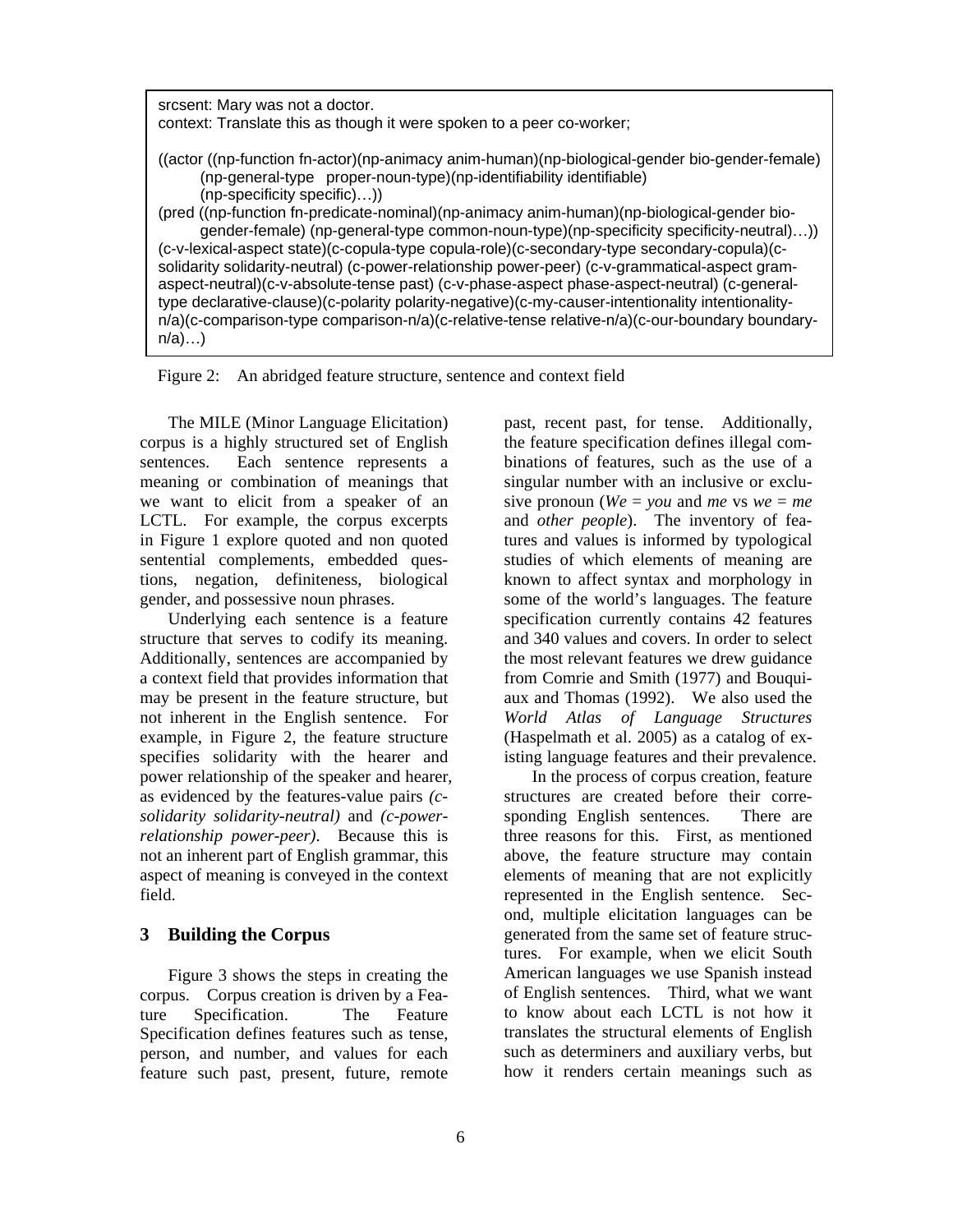```
srcsent: Mary was not a doctor.
context: Translate this as though it were spoken to a peer co-worker;

((actor ((np-function fn-actor)(np-animacy anim-human)(np-biological-gender bio-gender-female)
        (np-general-type   proper-noun-type)(np-identifiability identifiable)
        (np-specificity specific)…))
(pred ((np-function fn-predicate-nominal)(np-animacy anim-human)(np-biological-gender bio-
        gender-female) (np-general-type common-noun-type)(np-specificity specificity-neutral)…))
(c-v-lexical-aspect state)(c-copula-type copula-role)(c-secondary-type secondary-copula)(c-
solidarity solidarity-neutral) (c-power-relationship power-peer) (c-v-grammatical-aspect gram-
aspect-neutral)(c-v-absolute-tense past) (c-v-phase-aspect phase-aspect-neutral) (c-general-
type declarative-clause)(c-polarity polarity-negative)(c-my-causer-intentionality intentionality-
n/a)(c-comparison-type comparison-n/a)(c-relative-tense relative-n/a)(c-our-boundary boundary-
n/a)…)
```

Figure 2: An abridged feature structure, sentence and context field

The MILE (Minor Language Elicitation) corpus is a highly structured set of English sentences. Each sentence represents a meaning or combination of meanings that we want to elicit from a speaker of an LCTL. For example, the corpus excerpts in Figure 1 explore quoted and non quoted sentential complements, embedded questions, negation, definiteness, biological gender, and possessive noun phrases.

Underlying each sentence is a feature structure that serves to codify its meaning. Additionally, sentences are accompanied by a context field that provides information that may be present in the feature structure, but not inherent in the English sentence. For example, in Figure 2, the feature structure specifies solidarity with the hearer and power relationship of the speaker and hearer, as evidenced by the features-value pairs *(c-solidarity solidarity-neutral)* and *(c-power-relationship power-peer)*. Because this is not an inherent part of English grammar, this aspect of meaning is conveyed in the context field.

## 3 Building the Corpus

Figure 3 shows the steps in creating the corpus. Corpus creation is driven by a Feature Specification. The Feature Specification defines features such as tense, person, and number, and values for each feature such past, present, future, remote past, recent past, for tense. Additionally, the feature specification defines illegal combinations of features, such as the use of a singular number with an inclusive or exclusive pronoun (*We* = *you* and *me* vs *we* = *me* and *other people*). The inventory of features and values is informed by typological studies of which elements of meaning are known to affect syntax and morphology in some of the world's languages. The feature specification currently contains 42 features and 340 values and covers. In order to select the most relevant features we drew guidance from Comrie and Smith (1977) and Bouquiaux and Thomas (1992). We also used the *World Atlas of Language Structures* (Haspelmath et al. 2005) as a catalog of existing language features and their prevalence.

In the process of corpus creation, feature structures are created before their corresponding English sentences. There are three reasons for this. First, as mentioned above, the feature structure may contain elements of meaning that are not explicitly represented in the English sentence. Second, multiple elicitation languages can be generated from the same set of feature structures. For example, when we elicit South American languages we use Spanish instead of English sentences. Third, what we want to know about each LCTL is not how it translates the structural elements of English such as determiners and auxiliary verbs, but how it renders certain meanings such as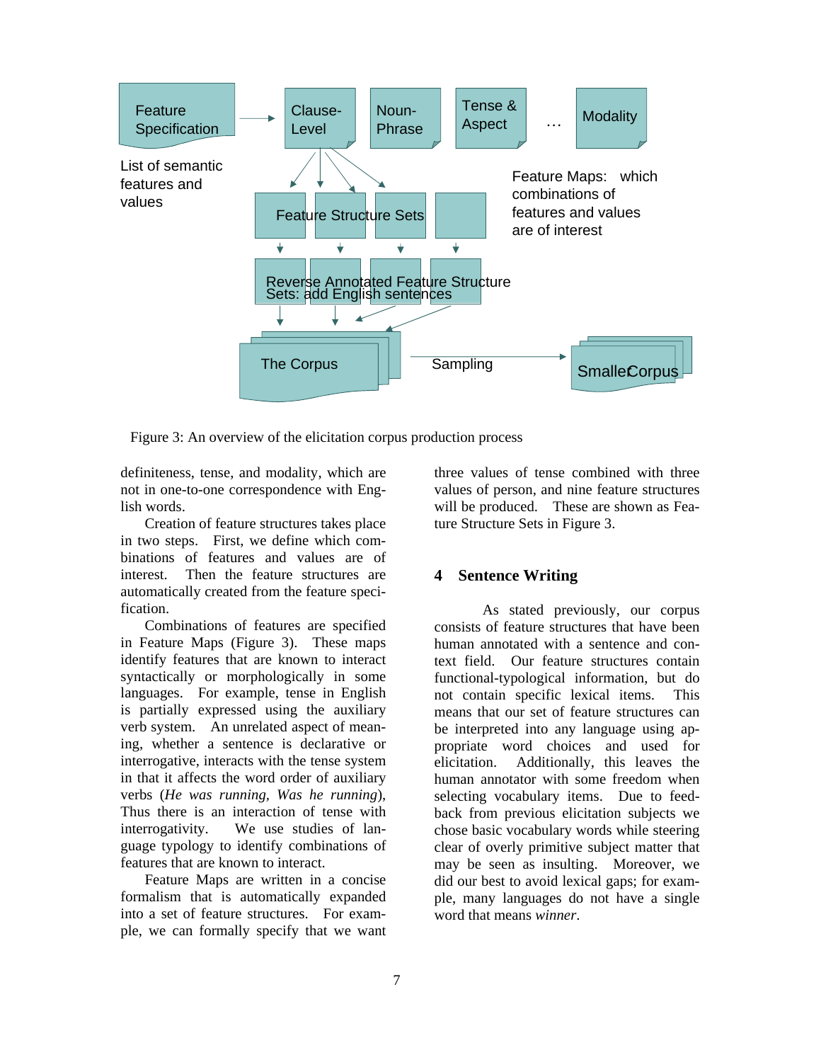Figure 3: An overview of the elicitation corpus production process

definiteness, tense, and modality, which are not in one-to-one correspondence with English words.

Creation of feature structures takes place in two steps. First, we define which combinations of features and values are of interest. Then the feature structures are automatically created from the feature specification.

Combinations of features are specified in Feature Maps (Figure 3). These maps identify features that are known to interact syntactically or morphologically in some languages. For example, tense in English is partially expressed using the auxiliary verb system. An unrelated aspect of meaning, whether a sentence is declarative or interrogative, interacts with the tense system in that it affects the word order of auxiliary verbs (*He was running*, *Was he running*), Thus there is an interaction of tense with interrogativity. We use studies of language typology to identify combinations of features that are known to interact.

Feature Maps are written in a concise formalism that is automatically expanded into a set of feature structures. For example, we can formally specify that we want three values of tense combined with three values of person, and nine feature structures will be produced. These are shown as Feature Structure Sets in Figure 3.

## 4 Sentence Writing

As stated previously, our corpus consists of feature structures that have been human annotated with a sentence and context field. Our feature structures contain functional-typological information, but do not contain specific lexical items. This means that our set of feature structures can be interpreted into any language using appropriate word choices and used for elicitation. Additionally, this leaves the human annotator with some freedom when selecting vocabulary items. Due to feedback from previous elicitation subjects we chose basic vocabulary words while steering clear of overly primitive subject matter that may be seen as insulting. Moreover, we did our best to avoid lexical gaps; for example, many languages do not have a single word that means *winner*.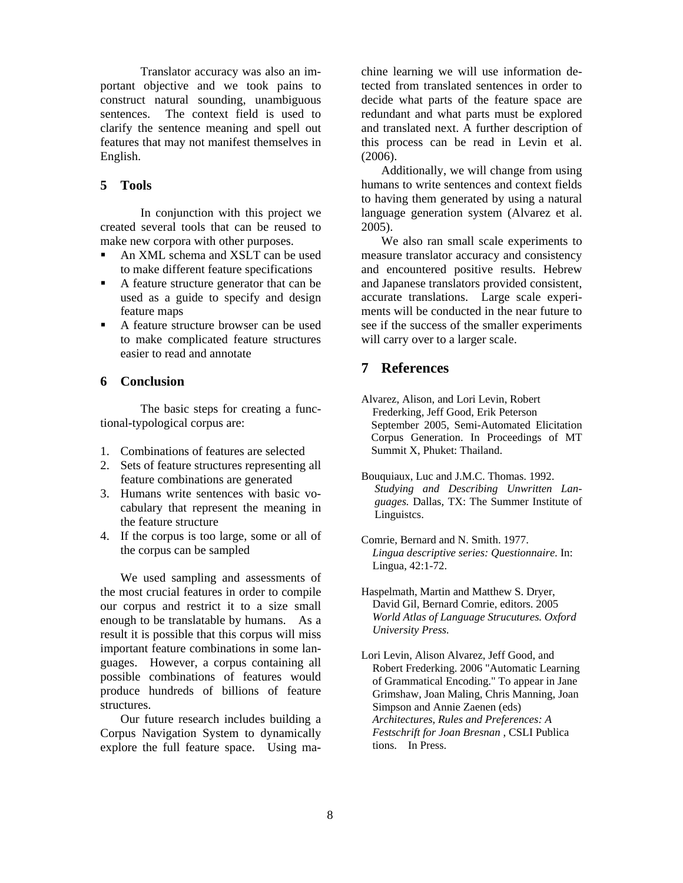Translator accuracy was also an important objective and we took pains to construct natural sounding, unambiguous sentences. The context field is used to clarify the sentence meaning and spell out features that may not manifest themselves in English.

## 5 Tools

In conjunction with this project we created several tools that can be reused to make new corpora with other purposes.

- An XML schema and XSLT can be used to make different feature specifications
- A feature structure generator that can be used as a guide to specify and design feature maps
- A feature structure browser can be used to make complicated feature structures easier to read and annotate

## 6 Conclusion

The basic steps for creating a functional-typological corpus are:

1. Combinations of features are selected
2. Sets of feature structures representing all feature combinations are generated
3. Humans write sentences with basic vocabulary that represent the meaning in the feature structure
4. If the corpus is too large, some or all of the corpus can be sampled

We used sampling and assessments of the most crucial features in order to compile our corpus and restrict it to a size small enough to be translatable by humans. As a result it is possible that this corpus will miss important feature combinations in some languages. However, a corpus containing all possible combinations of features would produce hundreds of billions of feature structures.

Our future research includes building a Corpus Navigation System to dynamically explore the full feature space. Using machine learning we will use information detected from translated sentences in order to decide what parts of the feature space are redundant and what parts must be explored and translated next. A further description of this process can be read in Levin et al. (2006).

Additionally, we will change from using humans to write sentences and context fields to having them generated by using a natural language generation system (Alvarez et al. 2005).

We also ran small scale experiments to measure translator accuracy and consistency and encountered positive results. Hebrew and Japanese translators provided consistent, accurate translations. Large scale experiments will be conducted in the near future to see if the success of the smaller experiments will carry over to a larger scale.

## 7 References

Alvarez, Alison, and Lori Levin, Robert Frederking, Jeff Good, Erik Peterson September 2005, Semi-Automated Elicitation Corpus Generation. In Proceedings of MT Summit X, Phuket: Thailand.

Bouquiaux, Luc and J.M.C. Thomas. 1992. *Studying and Describing Unwritten Languages.* Dallas, TX: The Summer Institute of Linguistcs.

Comrie, Bernard and N. Smith. 1977. *Lingua descriptive series: Questionnaire.* In: Lingua, 42:1-72.

Haspelmath, Martin and Matthew S. Dryer, David Gil, Bernard Comrie, editors. 2005 *World Atlas of Language Strucutures. Oxford University Press.*

Lori Levin, Alison Alvarez, Jeff Good, and Robert Frederking. 2006 "Automatic Learning of Grammatical Encoding." To appear in Jane Grimshaw, Joan Maling, Chris Manning, Joan Simpson and Annie Zaenen (eds) *Architectures, Rules and Preferences: A Festschrift for Joan Bresnan* , CSLI Publications. In Press.